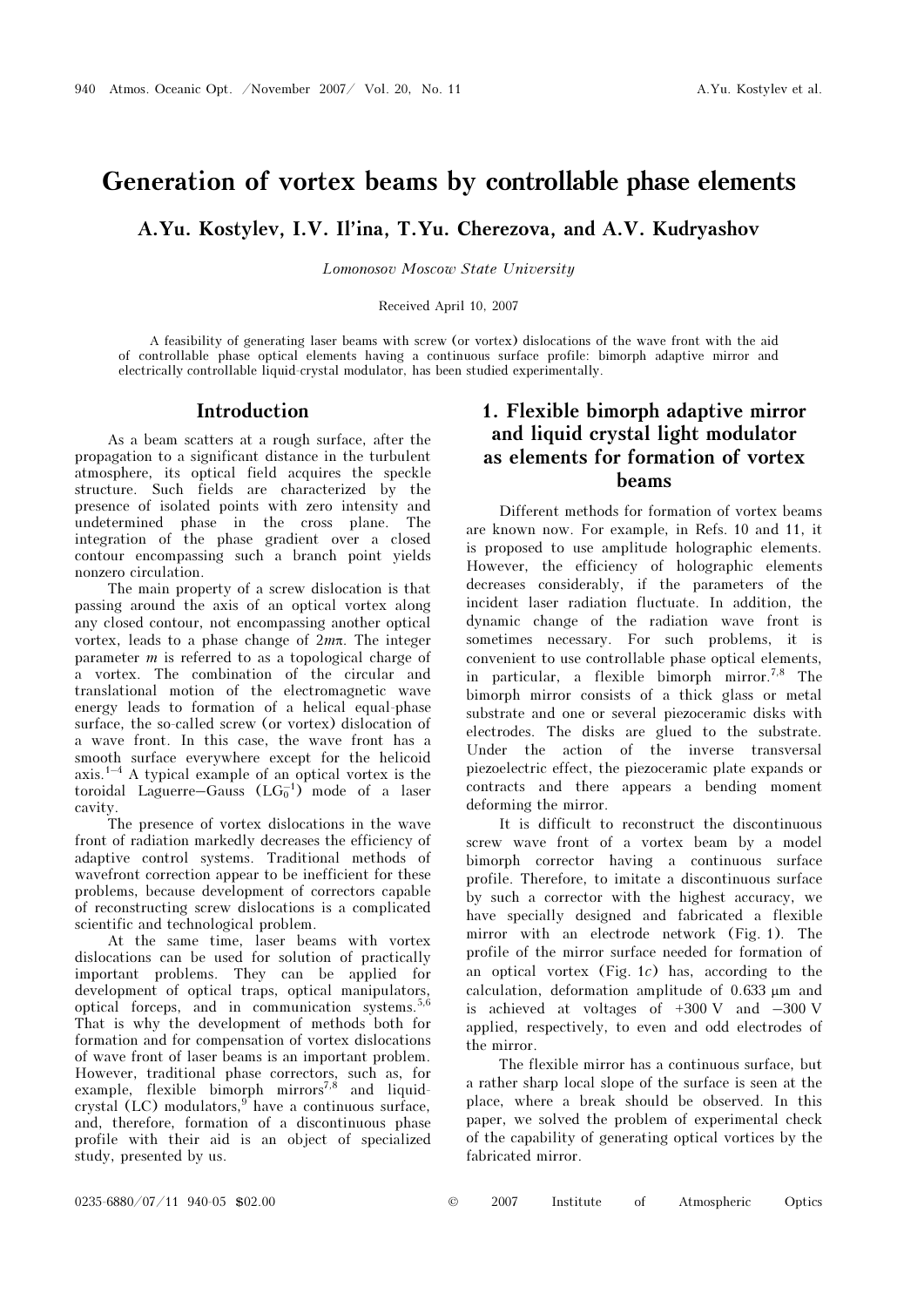# Generation of vortex beams by controllable phase elements

**A.Yu. Kostylev, I.V. Il'ina, T.Yu. Cherezova, and A.V. Kudryashov**

*Lomonosov Moscow State University*

Received April 10, 2007

A feasibility of generating laser beams with screw (or vortex) dislocations of the wave front with the aid of controllable phase optical elements having a continuous surface profile: bimorph adaptive mirror and electrically controllable liquid-crystal modulator, has been studied experimentally.

## Introduction

As a beam scatters at a rough surface, after the propagation to a significant distance in the turbulent atmosphere, its optical field acquires the speckle structure. Such fields are characterized by the presence of isolated points with zero intensity and undetermined phase in the cross plane. The integration of the phase gradient over a closed contour encompassing such a branch point yields nonzero circulation.

The main property of a screw dislocation is that passing around the axis of an optical vortex along any closed contour, not encompassing another optical vortex, leads to a phase change of $2m\pi$. The integer parameter $m$ is referred to as a topological charge of a vortex. The combination of the circular and translational motion of the electromagnetic wave energy leads to formation of a helical equal-phase surface, the so-called screw (or vortex) dislocation of a wave front. In this case, the wave front has a smooth surface everywhere except for the helicoid axis.[1–4] A typical example of an optical vortex is the toroidal Laguerre–Gauss ($LG_0^{-1}$) mode of a laser cavity.

The presence of vortex dislocations in the wave front of radiation markedly decreases the efficiency of adaptive control systems. Traditional methods of wavefront correction appear to be inefficient for these problems, because development of correctors capable of reconstructing screw dislocations is a complicated scientific and technological problem.

At the same time, laser beams with vortex dislocations can be used for solution of practically important problems. They can be applied for development of optical traps, optical manipulators, optical forceps, and in communication systems.[5,6] That is why the development of methods both for formation and for compensation of vortex dislocations of wave front of laser beams is an important problem. However, traditional phase correctors, such as, for example, flexible bimorph mirrors[7,8] and liquid-crystal (LC) modulators,[9] have a continuous surface, and, therefore, formation of a discontinuous phase profile with their aid is an object of specialized study, presented by us.

## 1. Flexible bimorph adaptive mirror and liquid crystal light modulator as elements for formation of vortex beams

Different methods for formation of vortex beams are known now. For example, in Refs. 10 and 11, it is proposed to use amplitude holographic elements. However, the efficiency of holographic elements decreases considerably, if the parameters of the incident laser radiation fluctuate. In addition, the dynamic change of the radiation wave front is sometimes necessary. For such problems, it is convenient to use controllable phase optical elements, in particular, a flexible bimorph mirror.[7,8] The bimorph mirror consists of a thick glass or metal substrate and one or several piezoceramic disks with electrodes. The disks are glued to the substrate. Under the action of the inverse transversal piezoelectric effect, the piezoceramic plate expands or contracts and there appears a bending moment deforming the mirror.

It is difficult to reconstruct the discontinuous screw wave front of a vortex beam by a model bimorph corrector having a continuous surface profile. Therefore, to imitate a discontinuous surface by such a corrector with the highest accuracy, we have specially designed and fabricated a flexible mirror with an electrode network (Fig. 1). The profile of the mirror surface needed for formation of an optical vortex (Fig. 1*c*) has, according to the calculation, deformation amplitude of 0.633 μm and is achieved at voltages of +300 V and −300 V applied, respectively, to even and odd electrodes of the mirror.

The flexible mirror has a continuous surface, but a rather sharp local slope of the surface is seen at the place, where a break should be observed. In this paper, we solved the problem of experimental check of the capability of generating optical vortices by the fabricated mirror.

0235-6880/07/11 940-05 $02.00 © 2007 Institute of Atmospheric Optics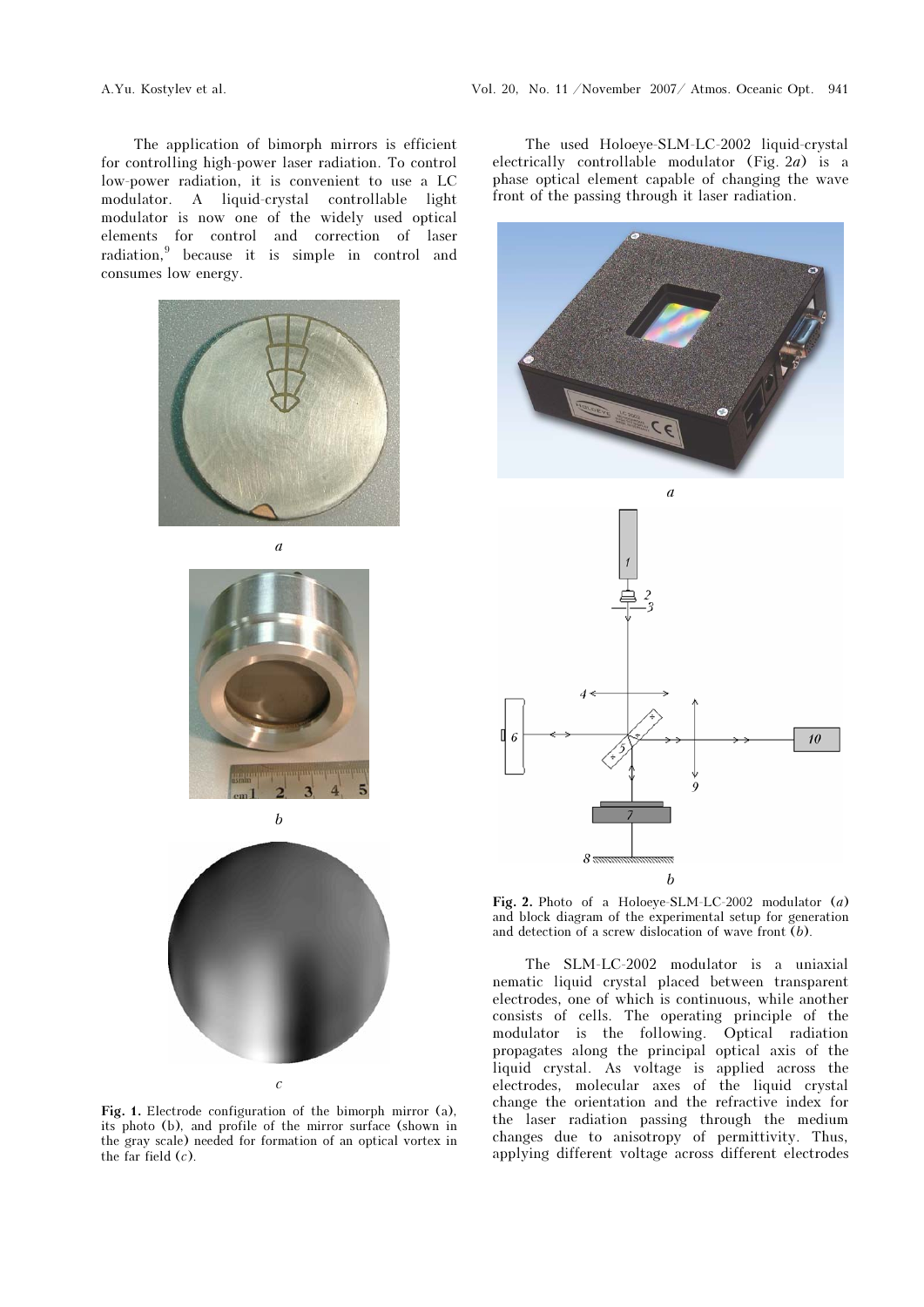The application of bimorph mirrors is efficient for controlling high-power laser radiation. To control low-power radiation, it is convenient to use a LC modulator. A liquid-crystal controllable light modulator is now one of the widely used optical elements for control and correction of laser radiation,[9] because it is simple in control and consumes low energy.

Fig. 1. Electrode configuration of the bimorph mirror (a), its photo (b), and profile of the mirror surface (shown in the gray scale) needed for formation of an optical vortex in the far field (*c*).

The used Holoeye-SLM-LC-2002 liquid-crystal electrically controllable modulator (Fig. 2*a*) is a phase optical element capable of changing the wave front of the passing through it laser radiation.

**Fig. 2.** Photo of a Holoeye-SLM-LC-2002 modulator (*a*) and block diagram of the experimental setup for generation and detection of a screw dislocation of wave front (*b*).

The SLM-LC-2002 modulator is a uniaxial nematic liquid crystal placed between transparent electrodes, one of which is continuous, while another consists of cells. The operating principle of the modulator is the following. Optical radiation propagates along the principal optical axis of the liquid crystal. As voltage is applied across the electrodes, molecular axes of the liquid crystal change the orientation and the refractive index for the laser radiation passing through the medium changes due to anisotropy of permittivity. Thus, applying different voltage across different electrodes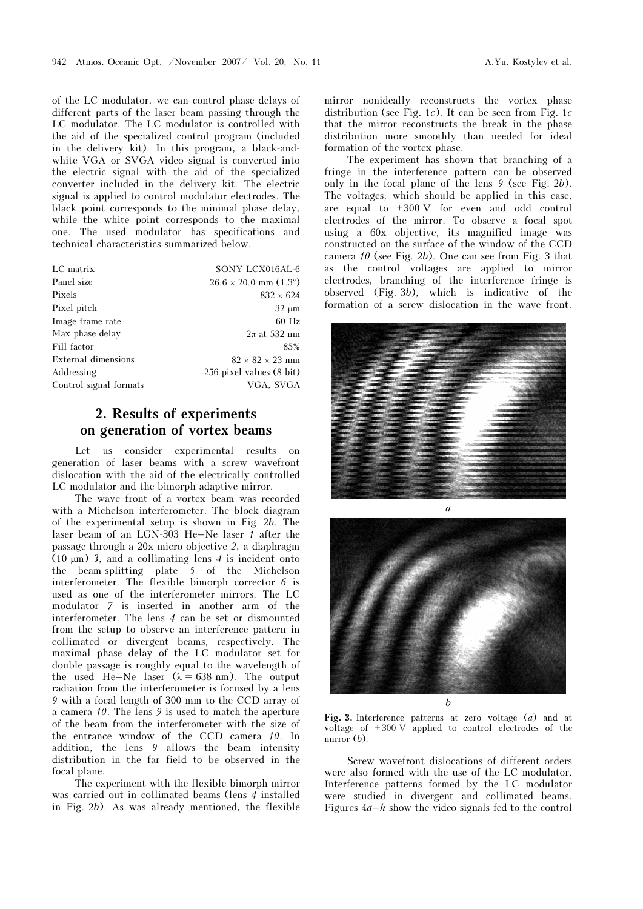of the LC modulator, we can control phase delays of different parts of the laser beam passing through the LC modulator. The LC modulator is controlled with the aid of the specialized control program (included in the delivery kit). In this program, a black-and-white VGA or SVGA video signal is converted into the electric signal with the aid of the specialized converter included in the delivery kit. The electric signal is applied to control modulator electrodes. The black point corresponds to the minimal phase delay, while the white point corresponds to the maximal one. The used modulator has specifications and technical characteristics summarized below.

| | |
|---|---|
| LC matrix | SONY LCX016AL-6 |
| Panel size | 26.6 × 20.0 mm (1.3″) |
| Pixels | 832 × 624 |
| Pixel pitch | 32 μm |
| Image frame rate | 60 Hz |
| Max phase delay | 2π at 532 nm |
| Fill factor | 85% |
| External dimensions | 82 × 82 × 23 mm |
| Addressing | 256 pixel values (8 bit) |
| Control signal formats | VGA, SVGA |

## 2. Results of experiments on generation of vortex beams

Let us consider experimental results on generation of laser beams with a screw wavefront dislocation with the aid of the electrically controlled LC modulator and the bimorph adaptive mirror.

The wave front of a vortex beam was recorded with a Michelson interferometer. The block diagram of the experimental setup is shown in Fig. 2*b*. The laser beam of an LGN-303 He–Ne laser *1* after the passage through a 20x micro-objective *2*, a diaphragm (10 μm) *3*, and a collimating lens *4* is incident onto the beam-splitting plate *5* of the Michelson interferometer. The flexible bimorph corrector *6* is used as one of the interferometer mirrors. The LC modulator *7* is inserted in another arm of the interferometer. The lens *4* can be set or dismounted from the setup to observe an interference pattern in collimated or divergent beams, respectively. The maximal phase delay of the LC modulator set for double passage is roughly equal to the wavelength of the used He–Ne laser (λ = 638 nm). The output radiation from the interferometer is focused by a lens *9* with a focal length of 300 mm to the CCD array of a camera *10*. The lens *9* is used to match the aperture of the beam from the interferometer with the size of the entrance window of the CCD camera *10*. In addition, the lens *9* allows the beam intensity distribution in the far field to be observed in the focal plane.

The experiment with the flexible bimorph mirror was carried out in collimated beams (lens *4* installed in Fig. 2*b*). As was already mentioned, the flexible mirror nonideally reconstructs the vortex phase distribution (see Fig. 1*c*). It can be seen from Fig. 1*c* that the mirror reconstructs the break in the phase distribution more smoothly than needed for ideal formation of the vortex phase.

The experiment has shown that branching of a fringe in the interference pattern can be observed only in the focal plane of the lens *9* (see Fig. 2*b*). The voltages, which should be applied in this case, are equal to ±300 V for even and odd control electrodes of the mirror. To observe a focal spot using a 60x objective, its magnified image was constructed on the surface of the window of the CCD camera *10* (see Fig. 2*b*). One can see from Fig. 3 that as the control voltages are applied to mirror electrodes, branching of the interference fringe is observed (Fig. 3*b*), which is indicative of the formation of a screw dislocation in the wave front.

**Fig. 3.** Interference patterns at zero voltage (*a*) and at voltage of ±300 V applied to control electrodes of the mirror (*b*).

Screw wavefront dislocations of different orders were also formed with the use of the LC modulator. Interference patterns formed by the LC modulator were studied in divergent and collimated beams. Figures 4*a*–*h* show the video signals fed to the control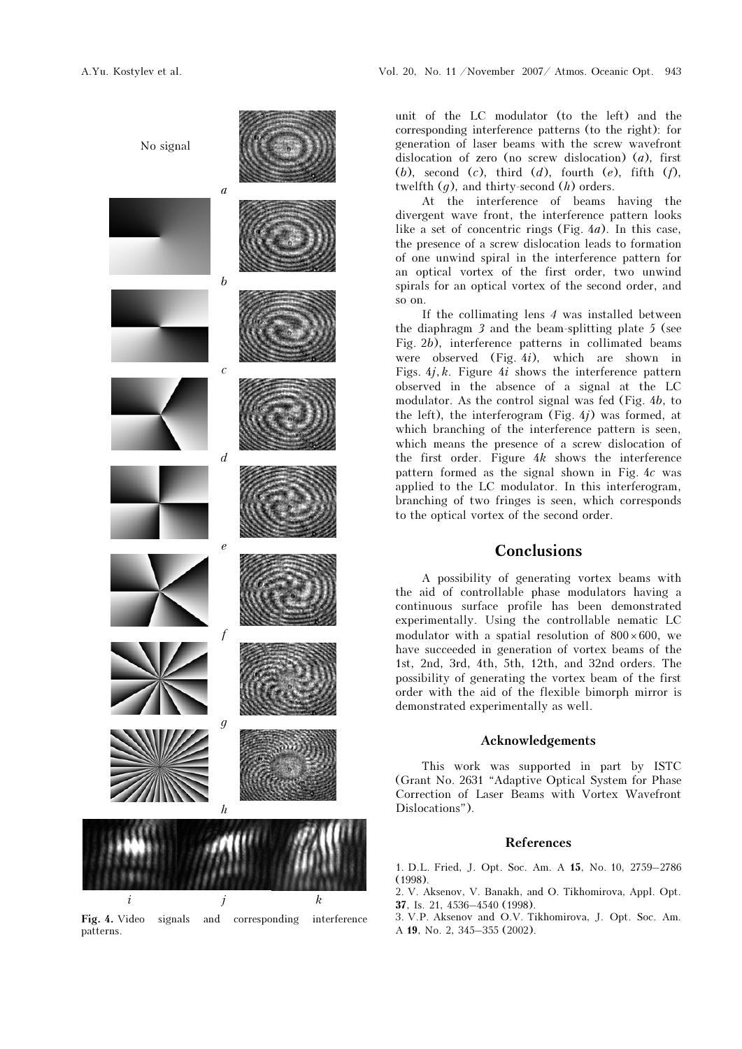No signal

*a*

*b*

*c*

*d*

*e*

*f*

*g*

*h*

*i* *j* *k*

**Fig. 4.** Video signals and corresponding interference patterns.

unit of the LC modulator (to the left) and the corresponding interference patterns (to the right): for generation of laser beams with the screw wavefront dislocation of zero (no screw dislocation) (*a*), first (*b*), second (*c*), third (*d*), fourth (*e*), fifth (*f*), twelfth (*g*), and thirty-second (*h*) orders.

At the interference of beams having the divergent wave front, the interference pattern looks like a set of concentric rings (Fig. 4*a*). In this case, the presence of a screw dislocation leads to formation of one unwind spiral in the interference pattern for an optical vortex of the first order, two unwind spirals for an optical vortex of the second order, and so on.

If the collimating lens *4* was installed between the diaphragm *3* and the beam-splitting plate *5* (see Fig. 2*b*), interference patterns in collimated beams were observed (Fig. 4*i*), which are shown in Figs. 4*j*,*k*. Figure 4*i* shows the interference pattern observed in the absence of a signal at the LC modulator. As the control signal was fed (Fig. 4*b*, to the left), the interferogram (Fig. 4*j*) was formed, at which branching of the interference pattern is seen, which means the presence of a screw dislocation of the first order. Figure 4*k* shows the interference pattern formed as the signal shown in Fig. 4*c* was applied to the LC modulator. In this interferogram, branching of two fringes is seen, which corresponds to the optical vortex of the second order.

## Conclusions

A possibility of generating vortex beams with the aid of controllable phase modulators having a continuous surface profile has been demonstrated experimentally. Using the controllable nematic LC modulator with a spatial resolution of $800 \times 600$, we have succeeded in generation of vortex beams of the 1st, 2nd, 3rd, 4th, 5th, 12th, and 32nd orders. The possibility of generating the vortex beam of the first order with the aid of the flexible bimorph mirror is demonstrated experimentally as well.

### Acknowledgements

This work was supported in part by ISTC (Grant No. 2631 "Adaptive Optical System for Phase Correction of Laser Beams with Vortex Wavefront Dislocations").

### References

1. D.L. Fried, J. Opt. Soc. Am. A **15**, No. 10, 2759–2786 (1998).
2. V. Aksenov, V. Banakh, and O. Tikhomirova, Appl. Opt. **37**, Is. 21, 4536–4540 (1998).
3. V.P. Aksenov and O.V. Tikhomirova, J. Opt. Soc. Am. A **19**, No. 2, 345–355 (2002).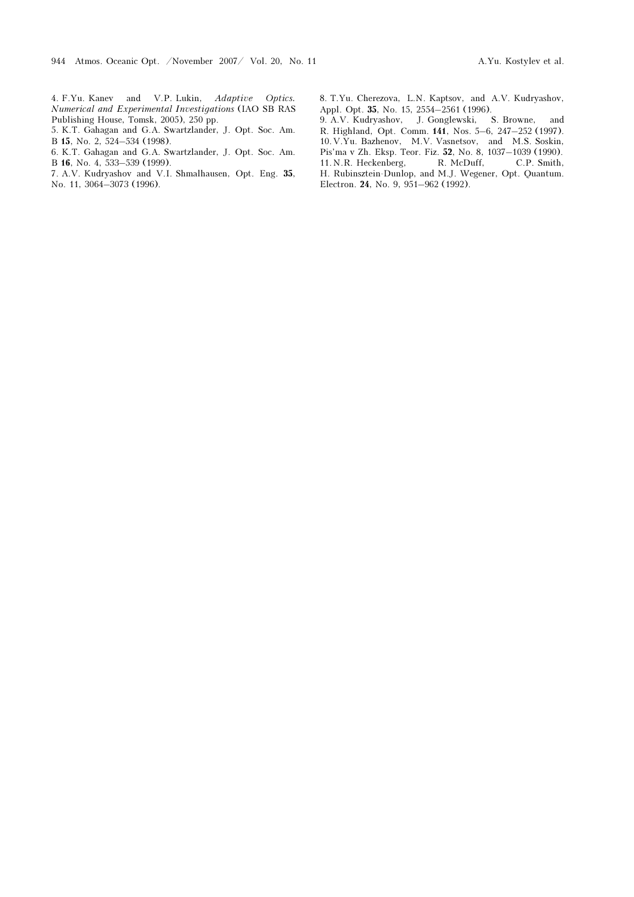4. F.Yu. Kanev and V.P. Lukin, *Adaptive Optics. Numerical and Experimental Investigations* (IAO SB RAS Publishing House, Tomsk, 2005), 250 pp.
5. K.T. Gahagan and G.A. Swartzlander, J. Opt. Soc. Am. B **15**, No. 2, 524–534 (1998).
6. K.T. Gahagan and G.A. Swartzlander, J. Opt. Soc. Am. B **16**, No. 4, 533–539 (1999).
7. A.V. Kudryashov and V.I. Shmalhausen, Opt. Eng. **35**, No. 11, 3064–3073 (1996).
8. T.Yu. Cherezova, L.N. Kaptsov, and A.V. Kudryashov, Appl. Opt. **35**, No. 15, 2554–2561 (1996).
9. A.V. Kudryashov, J. Gonglewski, S. Browne, and R. Highland, Opt. Comm. **141**, Nos. 5–6, 247–252 (1997).
10. V.Yu. Bazhenov, M.V. Vasnetsov, and M.S. Soskin, Pis'ma v Zh. Eksp. Teor. Fiz. **52**, No. 8, 1037–1039 (1990).
11. N.R. Heckenberg, R. McDuff, C.P. Smith, H. Rubinsztein-Dunlop, and M.J. Wegener, Opt. Quantum. Electron. **24**, No. 9, 951–962 (1992).